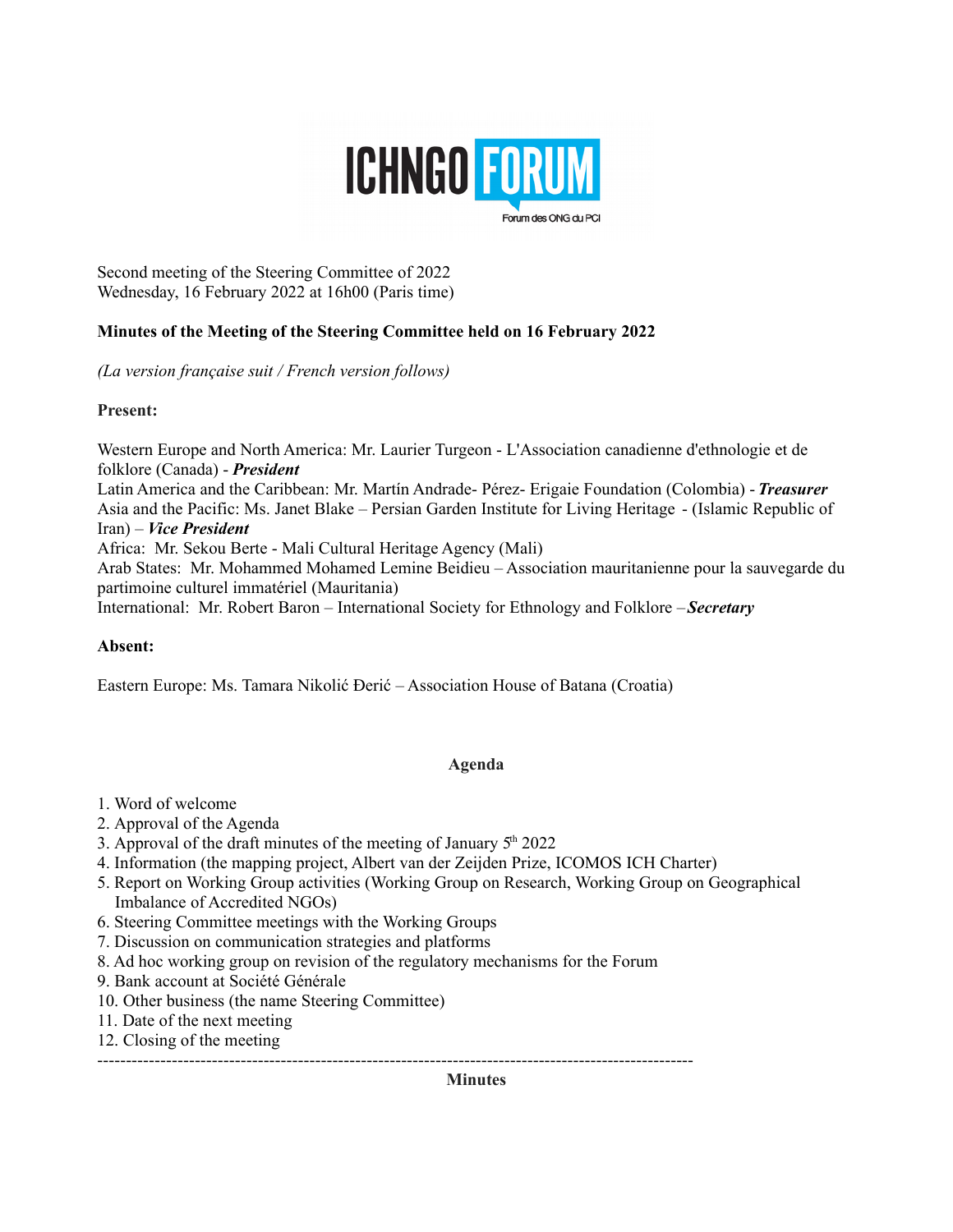ICHNGO FORUM

Forum des ONG du PCI

Second meeting of the Steering Committee of 2022
Wednesday, 16 February 2022 at 16h00 (Paris time)

**Minutes of the Meeting of the Steering Committee held on 16 February 2022**

*(La version française suit / French version follows)*

**Present:**

Western Europe and North America: Mr. Laurier Turgeon - L'Association canadienne d'ethnologie et de folklore (Canada) - ***President***
Latin America and the Caribbean: Mr. Martín Andrade- Pérez- Erigaie Foundation (Colombia) - ***Treasurer***
Asia and the Pacific: Ms. Janet Blake – Persian Garden Institute for Living Heritage - (Islamic Republic of Iran) – ***Vice President***
Africa: Mr. Sekou Berte - Mali Cultural Heritage Agency (Mali)
Arab States: Mr. Mohammed Mohamed Lemine Beidieu – Association mauritanienne pour la sauvegarde du partimoine culturel immatériel (Mauritania)
International: Mr. Robert Baron – International Society for Ethnology and Folklore –***Secretary***

**Absent:**

Eastern Europe: Ms. Tamara Nikolić Đerić – Association House of Batana (Croatia)

**Agenda**

1. Word of welcome
2. Approval of the Agenda
3. Approval of the draft minutes of the meeting of January 5th 2022
4. Information (the mapping project, Albert van der Zeijden Prize, ICOMOS ICH Charter)
5. Report on Working Group activities (Working Group on Research, Working Group on Geographical Imbalance of Accredited NGOs)
6. Steering Committee meetings with the Working Groups
7. Discussion on communication strategies and platforms
8. Ad hoc working group on revision of the regulatory mechanisms for the Forum
9. Bank account at Société Générale
10. Other business (the name Steering Committee)
11. Date of the next meeting
12. Closing of the meeting

---

**Minutes**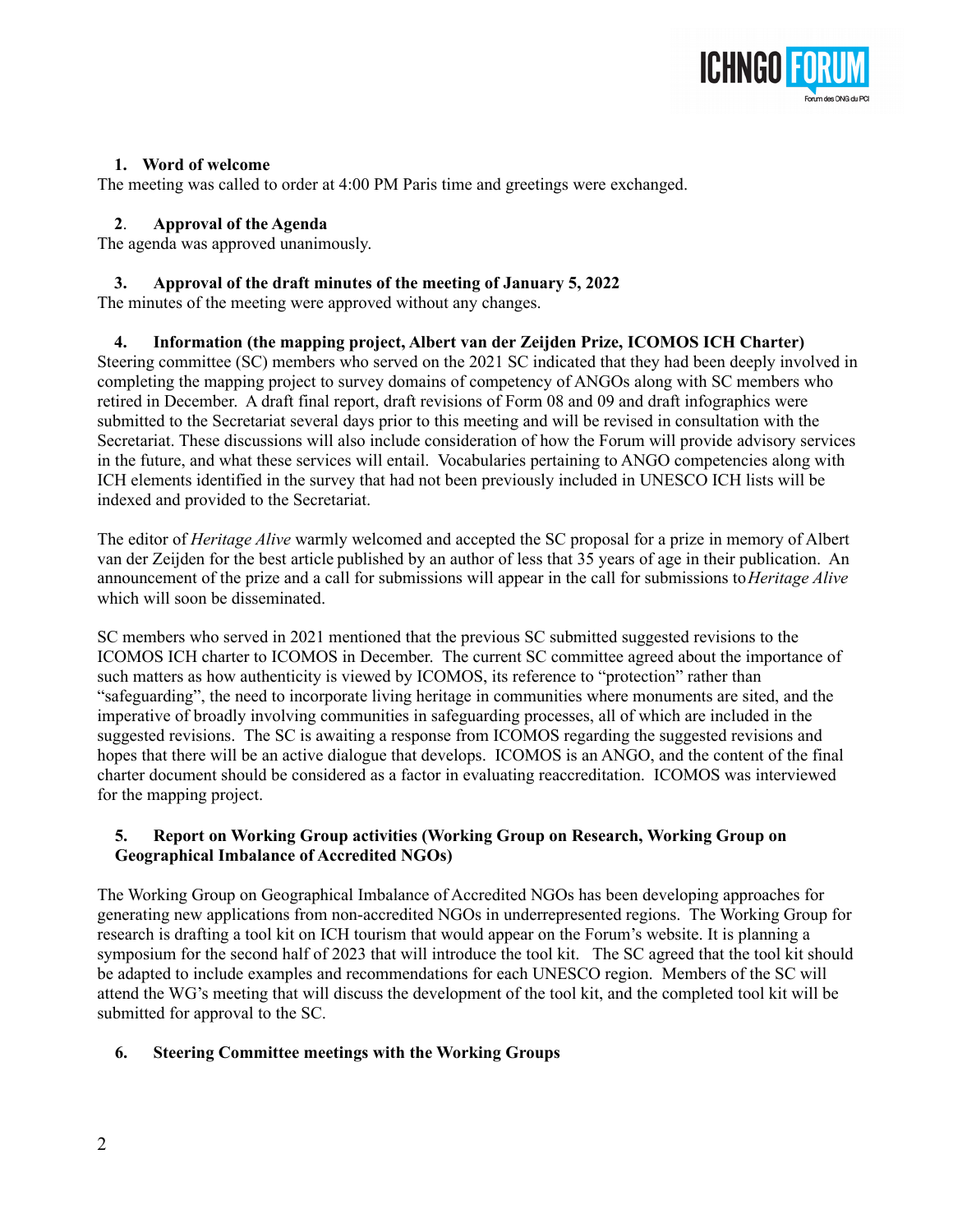### 1. Word of welcome

The meeting was called to order at 4:00 PM Paris time and greetings were exchanged.

### 2. Approval of the Agenda

The agenda was approved unanimously.

### 3. Approval of the draft minutes of the meeting of January 5, 2022

The minutes of the meeting were approved without any changes.

### 4. Information (the mapping project, Albert van der Zeijden Prize, ICOMOS ICH Charter)

Steering committee (SC) members who served on the 2021 SC indicated that they had been deeply involved in completing the mapping project to survey domains of competency of ANGOs along with SC members who retired in December. A draft final report, draft revisions of Form 08 and 09 and draft infographics were submitted to the Secretariat several days prior to this meeting and will be revised in consultation with the Secretariat. These discussions will also include consideration of how the Forum will provide advisory services in the future, and what these services will entail. Vocabularies pertaining to ANGO competencies along with ICH elements identified in the survey that had not been previously included in UNESCO ICH lists will be indexed and provided to the Secretariat.

The editor of *Heritage Alive* warmly welcomed and accepted the SC proposal for a prize in memory of Albert van der Zeijden for the best article published by an author of less that 35 years of age in their publication. An announcement of the prize and a call for submissions will appear in the call for submissions to *Heritage Alive* which will soon be disseminated.

SC members who served in 2021 mentioned that the previous SC submitted suggested revisions to the ICOMOS ICH charter to ICOMOS in December. The current SC committee agreed about the importance of such matters as how authenticity is viewed by ICOMOS, its reference to "protection" rather than "safeguarding", the need to incorporate living heritage in communities where monuments are sited, and the imperative of broadly involving communities in safeguarding processes, all of which are included in the suggested revisions. The SC is awaiting a response from ICOMOS regarding the suggested revisions and hopes that there will be an active dialogue that develops. ICOMOS is an ANGO, and the content of the final charter document should be considered as a factor in evaluating reaccreditation. ICOMOS was interviewed for the mapping project.

### 5. Report on Working Group activities (Working Group on Research, Working Group on Geographical Imbalance of Accredited NGOs)

The Working Group on Geographical Imbalance of Accredited NGOs has been developing approaches for generating new applications from non-accredited NGOs in underrepresented regions. The Working Group for research is drafting a tool kit on ICH tourism that would appear on the Forum's website. It is planning a symposium for the second half of 2023 that will introduce the tool kit. The SC agreed that the tool kit should be adapted to include examples and recommendations for each UNESCO region. Members of the SC will attend the WG's meeting that will discuss the development of the tool kit, and the completed tool kit will be submitted for approval to the SC.

### 6. Steering Committee meetings with the Working Groups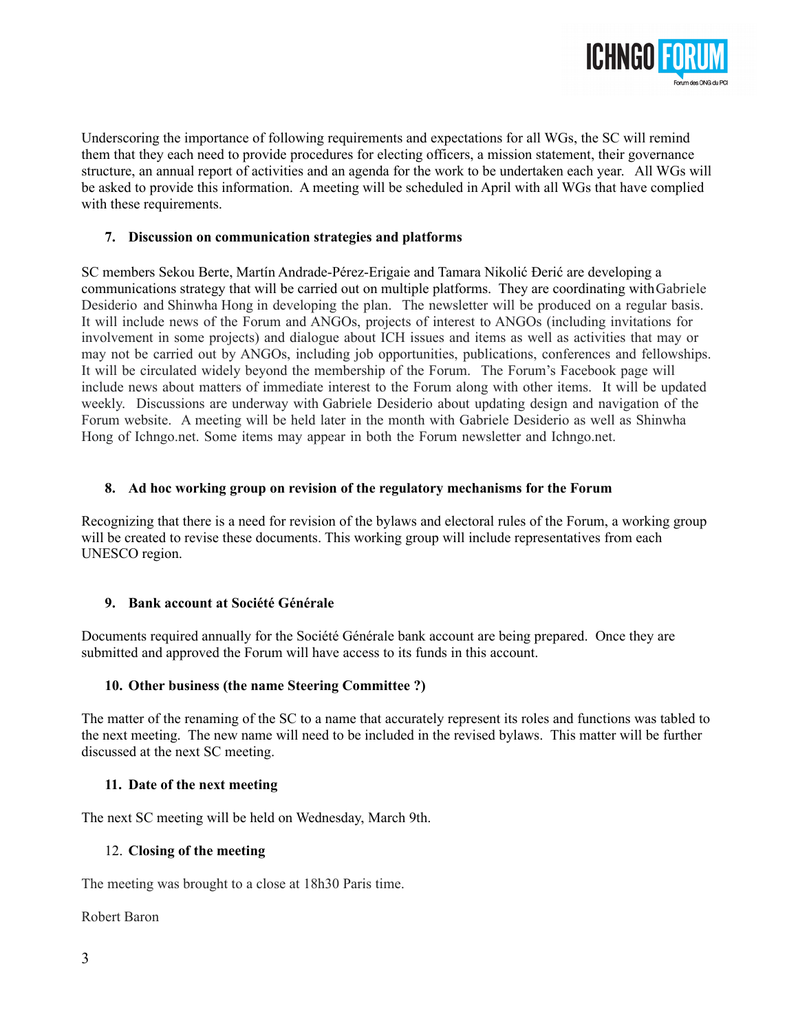Underscoring the importance of following requirements and expectations for all WGs, the SC will remind them that they each need to provide procedures for electing officers, a mission statement, their governance structure, an annual report of activities and an agenda for the work to be undertaken each year. All WGs will be asked to provide this information. A meeting will be scheduled in April with all WGs that have complied with these requirements.

**7. Discussion on communication strategies and platforms**

SC members Sekou Berte, Martín Andrade-Pérez-Erigaie and Tamara Nikolić Đerić are developing a communications strategy that will be carried out on multiple platforms. They are coordinating with Gabriele Desiderio and Shinwha Hong in developing the plan. The newsletter will be produced on a regular basis. It will include news of the Forum and ANGOs, projects of interest to ANGOs (including invitations for involvement in some projects) and dialogue about ICH issues and items as well as activities that may or may not be carried out by ANGOs, including job opportunities, publications, conferences and fellowships. It will be circulated widely beyond the membership of the Forum. The Forum's Facebook page will include news about matters of immediate interest to the Forum along with other items. It will be updated weekly. Discussions are underway with Gabriele Desiderio about updating design and navigation of the Forum website. A meeting will be held later in the month with Gabriele Desiderio as well as Shinwha Hong of Ichngo.net. Some items may appear in both the Forum newsletter and Ichngo.net.

**8. Ad hoc working group on revision of the regulatory mechanisms for the Forum**

Recognizing that there is a need for revision of the bylaws and electoral rules of the Forum, a working group will be created to revise these documents. This working group will include representatives from each UNESCO region.

**9. Bank account at Société Générale**

Documents required annually for the Société Générale bank account are being prepared. Once they are submitted and approved the Forum will have access to its funds in this account.

**10. Other business (the name Steering Committee ?)**

The matter of the renaming of the SC to a name that accurately represent its roles and functions was tabled to the next meeting. The new name will need to be included in the revised bylaws. This matter will be further discussed at the next SC meeting.

**11. Date of the next meeting**

The next SC meeting will be held on Wednesday, March 9th.

12. **Closing of the meeting**

The meeting was brought to a close at 18h30 Paris time.

Robert Baron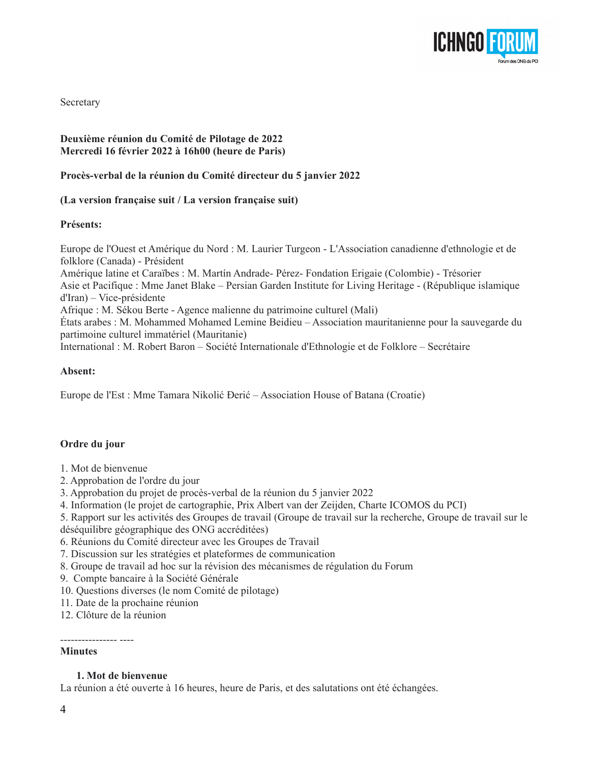Secretary

**Deuxième réunion du Comité de Pilotage de 2022**
**Mercredi 16 février 2022 à 16h00 (heure de Paris)**

**Procès-verbal de la réunion du Comité directeur du 5 janvier 2022**

**(La version française suit / La version française suit)**

**Présents:**

Europe de l'Ouest et Amérique du Nord : M. Laurier Turgeon - L'Association canadienne d'ethnologie et de folklore (Canada) - Président
Amérique latine et Caraïbes : M. Martín Andrade- Pérez- Fondation Erigaie (Colombie) - Trésorier
Asie et Pacifique : Mme Janet Blake – Persian Garden Institute for Living Heritage - (République islamique d'Iran) – Vice-présidente
Afrique : M. Sékou Berte - Agence malienne du patrimoine culturel (Mali)
États arabes : M. Mohammed Mohamed Lemine Beidieu – Association mauritanienne pour la sauvegarde du partimoine culturel immatériel (Mauritanie)
International : M. Robert Baron – Société Internationale d'Ethnologie et de Folklore – Secrétaire

**Absent:**

Europe de l'Est : Mme Tamara Nikolić Đerić – Association House of Batana (Croatie)

**Ordre du jour**

1. Mot de bienvenue
2. Approbation de l'ordre du jour
3. Approbation du projet de procès-verbal de la réunion du 5 janvier 2022
4. Information (le projet de cartographie, Prix Albert van der Zeijden, Charte ICOMOS du PCI)
5. Rapport sur les activités des Groupes de travail (Groupe de travail sur la recherche, Groupe de travail sur le déséquilibre géographique des ONG accréditées)
6. Réunions du Comité directeur avec les Groupes de Travail
7. Discussion sur les stratégies et plateformes de communication
8. Groupe de travail ad hoc sur la révision des mécanismes de régulation du Forum
9. Compte bancaire à la Société Générale
10. Questions diverses (le nom Comité de pilotage)
11. Date de la prochaine réunion
12. Clôture de la réunion

---------------- ----

**Minutes**

1. **Mot de bienvenue**

La réunion a été ouverte à 16 heures, heure de Paris, et des salutations ont été échangées.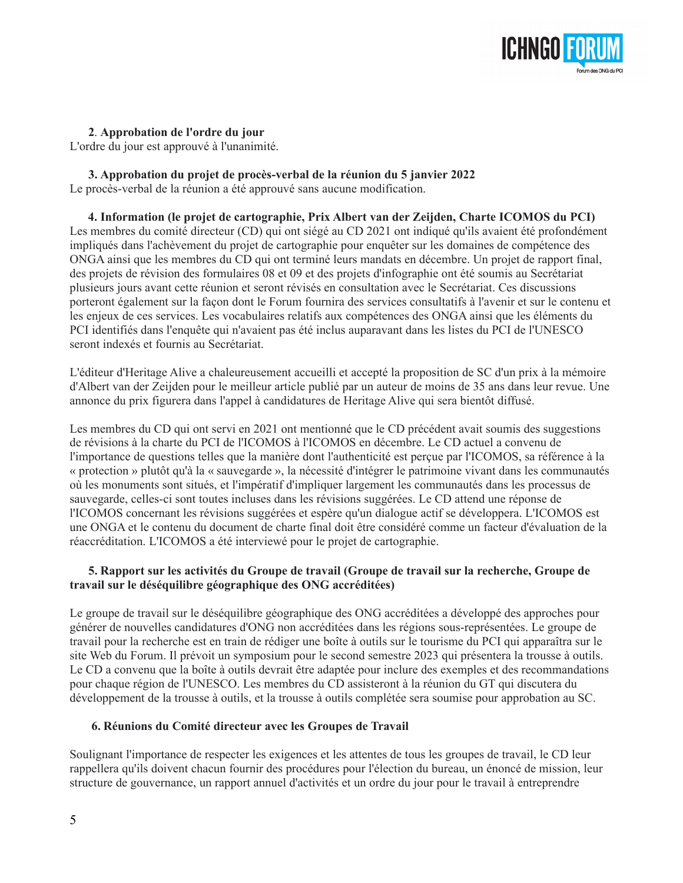**2. Approbation de l'ordre du jour**

L'ordre du jour est approuvé à l'unanimité.

**3. Approbation du projet de procès-verbal de la réunion du 5 janvier 2022**

Le procès-verbal de la réunion a été approuvé sans aucune modification.

**4. Information (le projet de cartographie, Prix Albert van der Zeijden, Charte ICOMOS du PCI)**

Les membres du comité directeur (CD) qui ont siégé au CD 2021 ont indiqué qu'ils avaient été profondément impliqués dans l'achèvement du projet de cartographie pour enquêter sur les domaines de compétence des ONGA ainsi que les membres du CD qui ont terminé leurs mandats en décembre. Un projet de rapport final, des projets de révision des formulaires 08 et 09 et des projets d'infographie ont été soumis au Secrétariat plusieurs jours avant cette réunion et seront révisés en consultation avec le Secrétariat. Ces discussions porteront également sur la façon dont le Forum fournira des services consultatifs à l'avenir et sur le contenu et les enjeux de ces services. Les vocabulaires relatifs aux compétences des ONGA ainsi que les éléments du PCI identifiés dans l'enquête qui n'avaient pas été inclus auparavant dans les listes du PCI de l'UNESCO seront indexés et fournis au Secrétariat.

L'éditeur d'Heritage Alive a chaleureusement accueilli et accepté la proposition de SC d'un prix à la mémoire d'Albert van der Zeijden pour le meilleur article publié par un auteur de moins de 35 ans dans leur revue. Une annonce du prix figurera dans l'appel à candidatures de Heritage Alive qui sera bientôt diffusé.

Les membres du CD qui ont servi en 2021 ont mentionné que le CD précédent avait soumis des suggestions de révisions à la charte du PCI de l'ICOMOS à l'ICOMOS en décembre. Le CD actuel a convenu de l'importance de questions telles que la manière dont l'authenticité est perçue par l'ICOMOS, sa référence à la « protection » plutôt qu'à la « sauvegarde », la nécessité d'intégrer le patrimoine vivant dans les communautés où les monuments sont situés, et l'impératif d'impliquer largement les communautés dans les processus de sauvegarde, celles-ci sont toutes incluses dans les révisions suggérées. Le CD attend une réponse de l'ICOMOS concernant les révisions suggérées et espère qu'un dialogue actif se développera. L'ICOMOS est une ONGA et le contenu du document de charte final doit être considéré comme un facteur d'évaluation de la réaccréditation. L'ICOMOS a été interviewé pour le projet de cartographie.

**5. Rapport sur les activités du Groupe de travail (Groupe de travail sur la recherche, Groupe de travail sur le déséquilibre géographique des ONG accréditées)**

Le groupe de travail sur le déséquilibre géographique des ONG accréditées a développé des approches pour générer de nouvelles candidatures d'ONG non accréditées dans les régions sous-représentées. Le groupe de travail pour la recherche est en train de rédiger une boîte à outils sur le tourisme du PCI qui apparaîtra sur le site Web du Forum. Il prévoit un symposium pour le second semestre 2023 qui présentera la trousse à outils. Le CD a convenu que la boîte à outils devrait être adaptée pour inclure des exemples et des recommandations pour chaque région de l'UNESCO. Les membres du CD assisteront à la réunion du GT qui discutera du développement de la trousse à outils, et la trousse à outils complétée sera soumise pour approbation au SC.

**6. Réunions du Comité directeur avec les Groupes de Travail**

Soulignant l'importance de respecter les exigences et les attentes de tous les groupes de travail, le CD leur rappellera qu'ils doivent chacun fournir des procédures pour l'élection du bureau, un énoncé de mission, leur structure de gouvernance, un rapport annuel d'activités et un ordre du jour pour le travail à entreprendre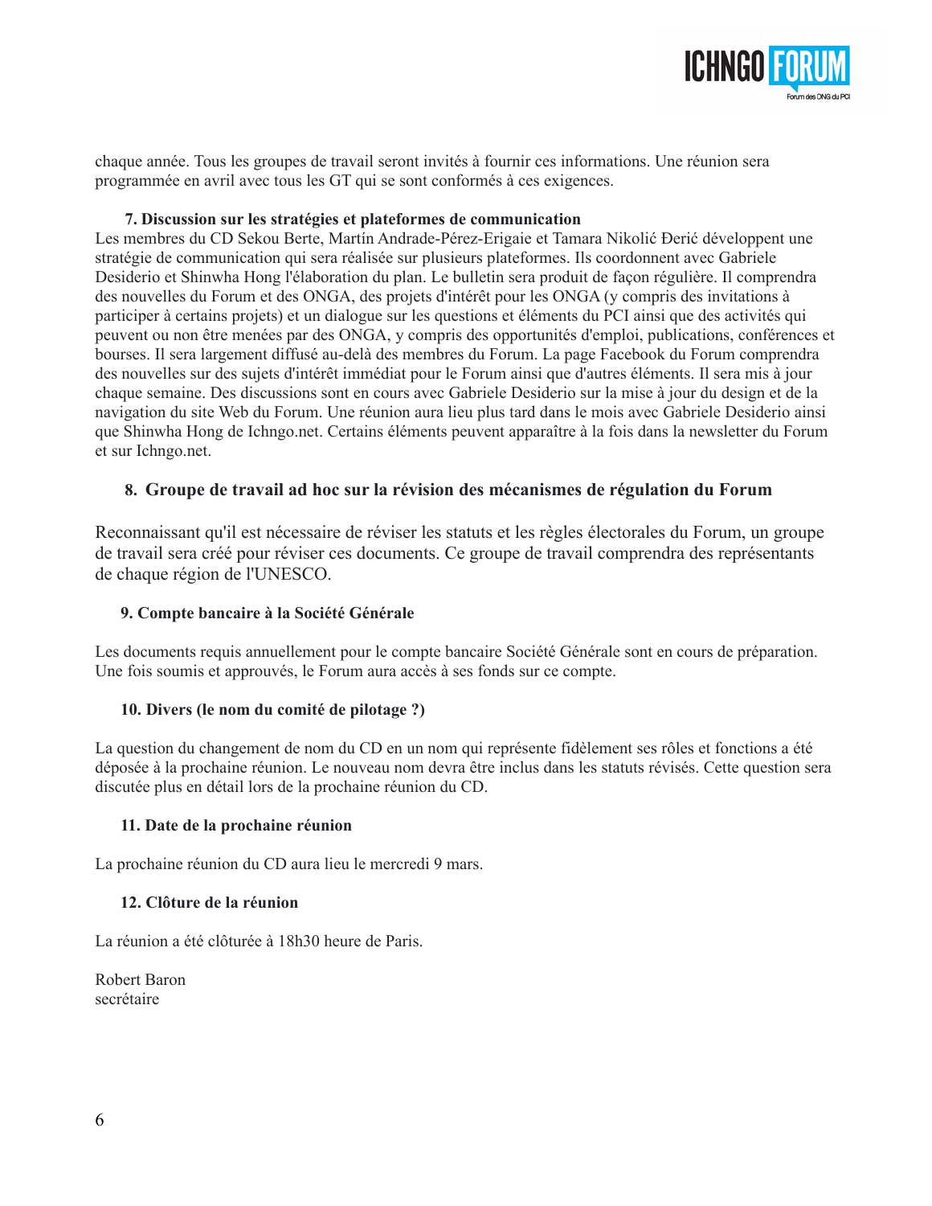chaque année. Tous les groupes de travail seront invités à fournir ces informations. Une réunion sera programmée en avril avec tous les GT qui se sont conformés à ces exigences.

**7. Discussion sur les stratégies et plateformes de communication**

Les membres du CD Sekou Berte, Martín Andrade-Pérez-Erigaie et Tamara Nikolić Đerić développent une stratégie de communication qui sera réalisée sur plusieurs plateformes. Ils coordonnent avec Gabriele Desiderio et Shinwha Hong l'élaboration du plan. Le bulletin sera produit de façon régulière. Il comprendra des nouvelles du Forum et des ONGA, des projets d'intérêt pour les ONGA (y compris des invitations à participer à certains projets) et un dialogue sur les questions et éléments du PCI ainsi que des activités qui peuvent ou non être menées par des ONGA, y compris des opportunités d'emploi, publications, conférences et bourses. Il sera largement diffusé au-delà des membres du Forum. La page Facebook du Forum comprendra des nouvelles sur des sujets d'intérêt immédiat pour le Forum ainsi que d'autres éléments. Il sera mis à jour chaque semaine. Des discussions sont en cours avec Gabriele Desiderio sur la mise à jour du design et de la navigation du site Web du Forum. Une réunion aura lieu plus tard dans le mois avec Gabriele Desiderio ainsi que Shinwha Hong de Ichngo.net. Certains éléments peuvent apparaître à la fois dans la newsletter du Forum et sur Ichngo.net.

**8. Groupe de travail ad hoc sur la révision des mécanismes de régulation du Forum**

Reconnaissant qu'il est nécessaire de réviser les statuts et les règles électorales du Forum, un groupe de travail sera créé pour réviser ces documents. Ce groupe de travail comprendra des représentants de chaque région de l'UNESCO.

**9. Compte bancaire à la Société Générale**

Les documents requis annuellement pour le compte bancaire Société Générale sont en cours de préparation. Une fois soumis et approuvés, le Forum aura accès à ses fonds sur ce compte.

**10. Divers (le nom du comité de pilotage ?)**

La question du changement de nom du CD en un nom qui représente fidèlement ses rôles et fonctions a été déposée à la prochaine réunion. Le nouveau nom devra être inclus dans les statuts révisés. Cette question sera discutée plus en détail lors de la prochaine réunion du CD.

**11. Date de la prochaine réunion**

La prochaine réunion du CD aura lieu le mercredi 9 mars.

**12. Clôture de la réunion**

La réunion a été clôturée à 18h30 heure de Paris.

Robert Baron
secrétaire